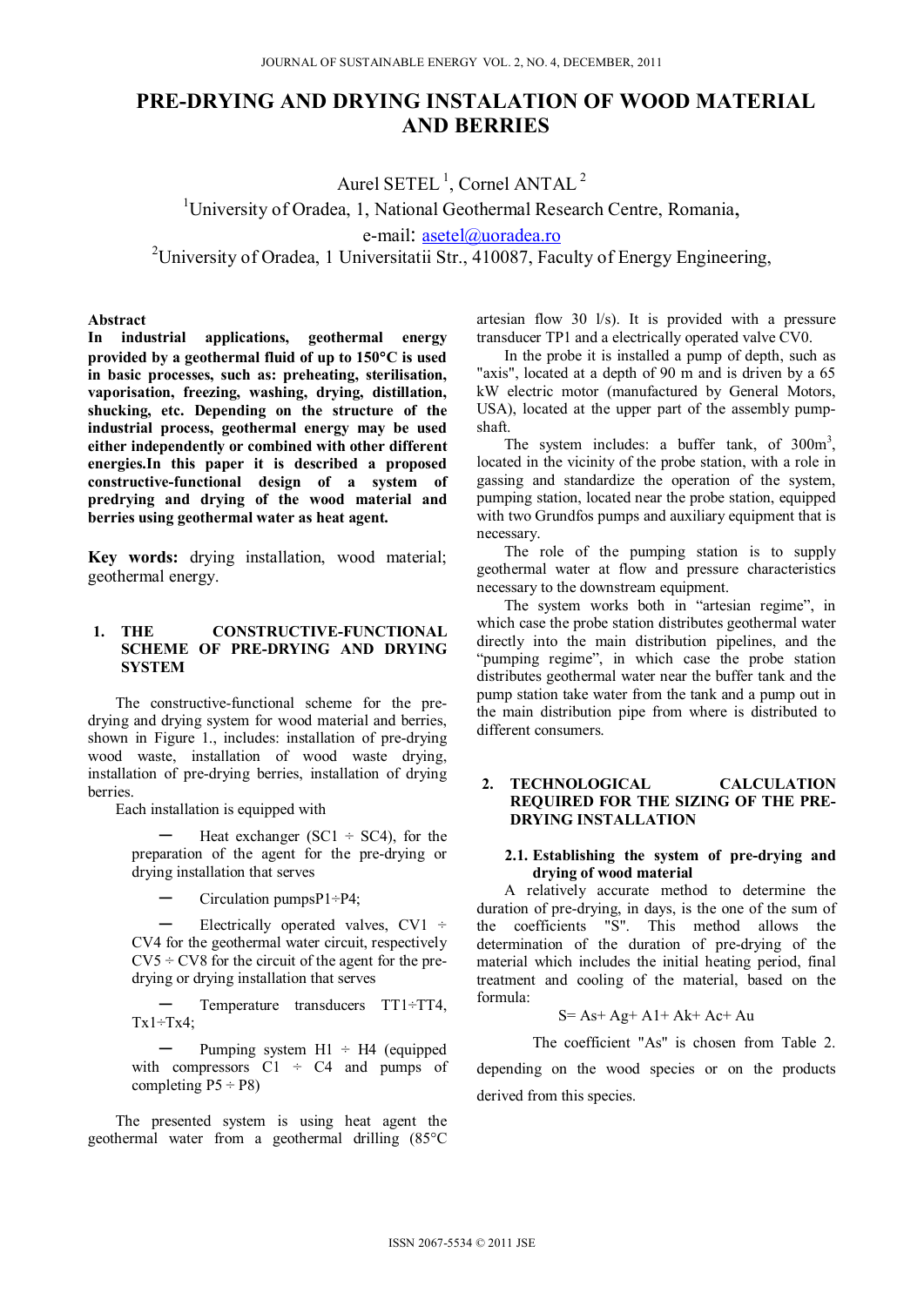# PRE-DRYING AND DRYING INSTALATION OF WOOD MATERIAL AND BERRIES

Aurel SETEL [1], Cornel ANTAL [2]

[1]University of Oradea, 1, National Geothermal Research Centre, Romania,

e-mail: asetel@uoradea.ro

[2]University of Oradea, 1 Universitatii Str., 410087, Faculty of Energy Engineering,

**Abstract**

**In industrial applications, geothermal energy provided by a geothermal fluid of up to 150°C is used in basic processes, such as: preheating, sterilisation, vaporisation, freezing, washing, drying, distillation, shucking, etc. Depending on the structure of the industrial process, geothermal energy may be used either independently or combined with other different energies.In this paper it is described a proposed constructive-functional design of a system of predrying and drying of the wood material and berries using geothermal water as heat agent.**

**Key words:** drying installation, wood material; geothermal energy.

## 1. THE CONSTRUCTIVE-FUNCTIONAL SCHEME OF PRE-DRYING AND DRYING SYSTEM

The constructive-functional scheme for the pre-drying and drying system for wood material and berries, shown in Figure 1., includes: installation of pre-drying wood waste, installation of wood waste drying, installation of pre-drying berries, installation of drying berries.

Each installation is equipped with

- Heat exchanger (SC1 ÷ SC4), for the preparation of the agent for the pre-drying or drying installation that serves
- Circulation pumpsP1÷P4;
- Electrically operated valves, CV1 ÷ CV4 for the geothermal water circuit, respectively CV5 ÷ CV8 for the circuit of the agent for the pre-drying or drying installation that serves
- Temperature transducers TT1÷TT4, Tx1÷Tx4;
- Pumping system H1 ÷ H4 (equipped with compressors C1 ÷ C4 and pumps of completing P5 ÷ P8)

The presented system is using heat agent the geothermal water from a geothermal drilling (85°C artesian flow 30 l/s). It is provided with a pressure transducer TP1 and a electrically operated valve CV0.

In the probe it is installed a pump of depth, such as "axis", located at a depth of 90 m and is driven by a 65 kW electric motor (manufactured by General Motors, USA), located at the upper part of the assembly pump-shaft.

The system includes: a buffer tank, of 300m$^3$, located in the vicinity of the probe station, with a role in gassing and standardize the operation of the system, pumping station, located near the probe station, equipped with two Grundfos pumps and auxiliary equipment that is necessary.

The role of the pumping station is to supply geothermal water at flow and pressure characteristics necessary to the downstream equipment.

The system works both in "artesian regime", in which case the probe station distributes geothermal water directly into the main distribution pipelines, and the "pumping regime", in which case the probe station distributes geothermal water near the buffer tank and the pump station take water from the tank and a pump out in the main distribution pipe from where is distributed to different consumers.

## 2. TECHNOLOGICAL CALCULATION REQUIRED FOR THE SIZING OF THE PRE-DRYING INSTALLATION

### 2.1. Establishing the system of pre-drying and drying of wood material

A relatively accurate method to determine the duration of pre-drying, in days, is the one of the sum of the coefficients "S". This method allows the determination of the duration of pre-drying of the material which includes the initial heating period, final treatment and cooling of the material, based on the formula:

$$S = As + Ag + A1 + Ak + Ac + Au$$

The coefficient "As" is chosen from Table 2. depending on the wood species or on the products derived from this species.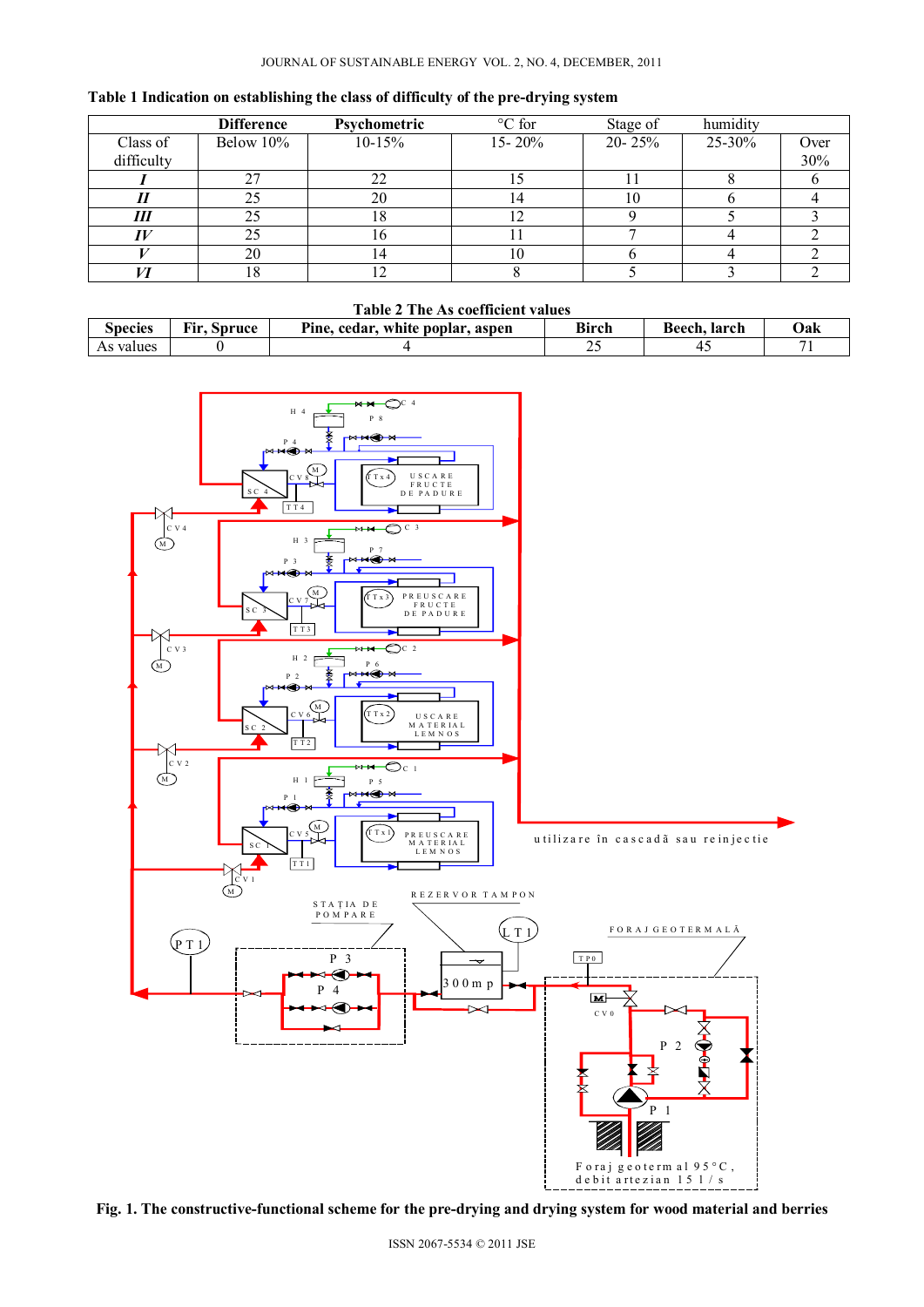**Table 1 Indication on establishing the class of difficulty of the pre-drying system**

| | Difference | Psychometric | °C for | Stage of | humidity | |
|---|---|---|---|---|---|---|
| Class of difficulty | Below 10% | 10-15% | 15- 20% | 20- 25% | 25-30% | Over 30% |
| ***I*** | 27 | 22 | 15 | 11 | 8 | 6 |
| ***II*** | 25 | 20 | 14 | 10 | 6 | 4 |
| ***III*** | 25 | 18 | 12 | 9 | 5 | 3 |
| ***IV*** | 25 | 16 | 11 | 7 | 4 | 2 |
| ***V*** | 20 | 14 | 10 | 6 | 4 | 2 |
| ***VI*** | 18 | 12 | 8 | 5 | 3 | 2 |

**Table 2 The As coefficient values**

| **Species** | **Fir, Spruce** | **Pine, cedar, white poplar, aspen** | **Birch** | **Beech, larch** | **Oak** |
|---|---|---|---|---|---|
| As values | 0 | 4 | 25 | 45 | 71 |

**Fig. 1. The constructive-functional scheme for the pre-drying and drying system for wood material and berries**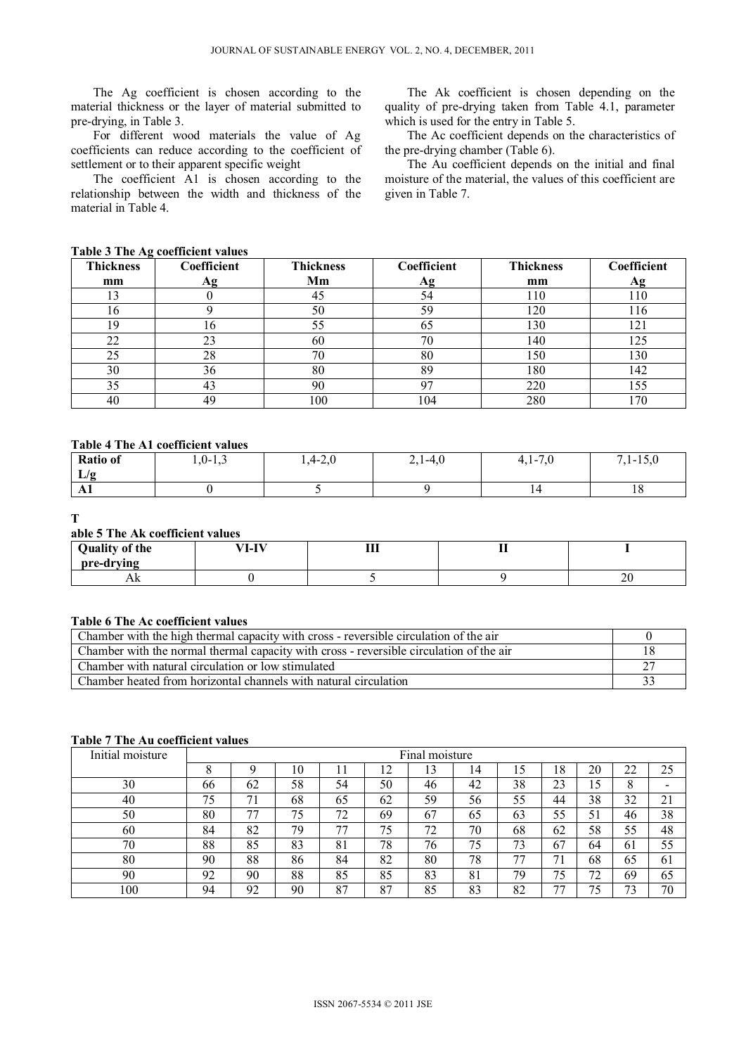The Ag coefficient is chosen according to the material thickness or the layer of material submitted to pre-drying, in Table 3.

For different wood materials the value of Ag coefficients can reduce according to the coefficient of settlement or to their apparent specific weight

The coefficient A1 is chosen according to the relationship between the width and thickness of the material in Table 4.

The Ak coefficient is chosen depending on the quality of pre-drying taken from Table 4.1, parameter which is used for the entry in Table 5.

The Ac coefficient depends on the characteristics of the pre-drying chamber (Table 6).

The Au coefficient depends on the initial and final moisture of the material, the values of this coefficient are given in Table 7.

**Table 3 The Ag coefficient values**

| Thickness mm | Coefficient Ag | Thickness Mm | Coefficient Ag | Thickness mm | Coefficient Ag |
|---|---|---|---|---|---|
| 13 | 0 | 45 | 54 | 110 | 110 |
| 16 | 9 | 50 | 59 | 120 | 116 |
| 19 | 16 | 55 | 65 | 130 | 121 |
| 22 | 23 | 60 | 70 | 140 | 125 |
| 25 | 28 | 70 | 80 | 150 | 130 |
| 30 | 36 | 80 | 89 | 180 | 142 |
| 35 | 43 | 90 | 97 | 220 | 155 |
| 40 | 49 | 100 | 104 | 280 | 170 |

**Table 4 The A1 coefficient values**

| Ratio of L/g | 1,0-1,3 | 1,4-2,0 | 2,1-4,0 | 4,1-7,0 | 7,1-15,0 |
|---|---|---|---|---|---|
| A1 | 0 | 5 | 9 | 14 | 18 |

**Table 5 The Ak coefficient values**

| Quality of the pre-drying | VI-IV | III | II | I |
|---|---|---|---|---|
| Ak | 0 | 5 | 9 | 20 |

**Table 6 The Ac coefficient values**

| | |
|---|---|
| Chamber with the high thermal capacity with cross - reversible circulation of the air | 0 |
| Chamber with the normal thermal capacity with cross - reversible circulation of the air | 18 |
| Chamber with natural circulation or low stimulated | 27 |
| Chamber heated from horizontal channels with natural circulation | 33 |

**Table 7 The Au coefficient values**

| Initial moisture | Final moisture | | | | | | | | | | | |
|---|---|---|---|---|---|---|---|---|---|---|---|---|
| | 8 | 9 | 10 | 11 | 12 | 13 | 14 | 15 | 18 | 20 | 22 | 25 |
| 30 | 66 | 62 | 58 | 54 | 50 | 46 | 42 | 38 | 23 | 15 | 8 | - |
| 40 | 75 | 71 | 68 | 65 | 62 | 59 | 56 | 55 | 44 | 38 | 32 | 21 |
| 50 | 80 | 77 | 75 | 72 | 69 | 67 | 65 | 63 | 55 | 51 | 46 | 38 |
| 60 | 84 | 82 | 79 | 77 | 75 | 72 | 70 | 68 | 62 | 58 | 55 | 48 |
| 70 | 88 | 85 | 83 | 81 | 78 | 76 | 75 | 73 | 67 | 64 | 61 | 55 |
| 80 | 90 | 88 | 86 | 84 | 82 | 80 | 78 | 77 | 71 | 68 | 65 | 61 |
| 90 | 92 | 90 | 88 | 85 | 85 | 83 | 81 | 79 | 75 | 72 | 69 | 65 |
| 100 | 94 | 92 | 90 | 87 | 87 | 85 | 83 | 82 | 77 | 75 | 73 | 70 |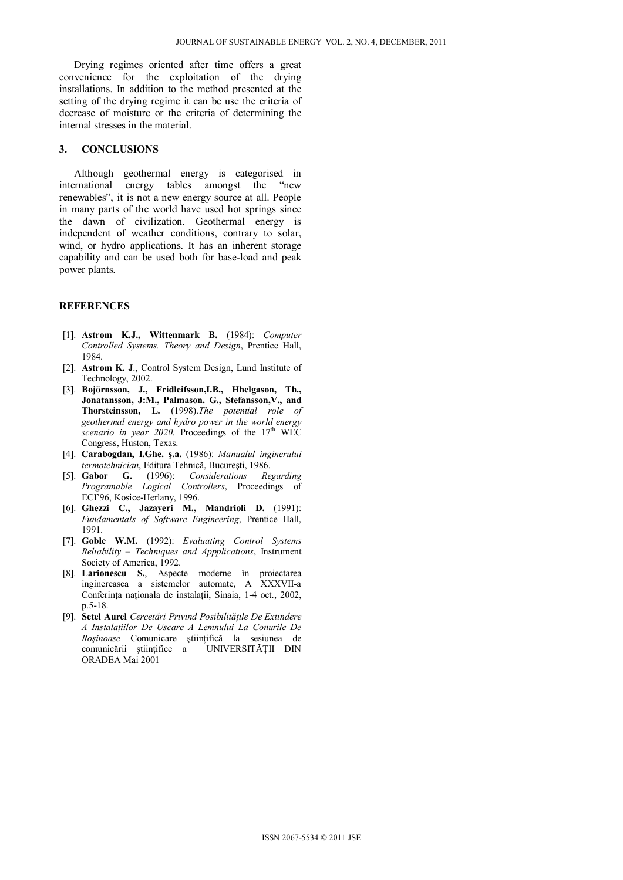Drying regimes oriented after time offers a great convenience for the exploitation of the drying installations. In addition to the method presented at the setting of the drying regime it can be use the criteria of decrease of moisture or the criteria of determining the internal stresses in the material.

## 3. CONCLUSIONS

Although geothermal energy is categorised in international energy tables amongst the "new renewables", it is not a new energy source at all. People in many parts of the world have used hot springs since the dawn of civilization. Geothermal energy is independent of weather conditions, contrary to solar, wind, or hydro applications. It has an inherent storage capability and can be used both for base-load and peak power plants.

## REFERENCES

[1]. **Astrom K.J., Wittenmark B.** (1984): *Computer Controlled Systems. Theory and Design*, Prentice Hall, 1984.

[2]. **Astrom K. J**., Control System Design, Lund Institute of Technology, 2002.

[3]. **Bojörnsson, J., Fridleifsson,I.B., Hhelgason, Th., Jonatansson, J:M., Palmason. G., Stefansson,V., and Thorsteinsson, L.** (1998).*The potential role of geothermal energy and hydro power in the world energy scenario in year 2020*. Proceedings of the 17th WEC Congress, Huston, Texas.

[4]. **Carabogdan, I.Ghe. ş.a.** (1986): *Manualul inginerului termotehnician*, Editura Tehnică, Bucureşti, 1986.

[5]. **Gabor G.** (1996): *Considerations Regarding Programable Logical Controllers*, Proceedings of ECI'96, Kosice-Herlany, 1996.

[6]. **Ghezzi C., Jazayeri M., Mandrioli D.** (1991): *Fundamentals of Software Engineering*, Prentice Hall, 1991.

[7]. **Goble W.M.** (1992): *Evaluating Control Systems Reliability – Techniques and Appplications*, Instrument Society of America, 1992.

[8]. **Larionescu S.**, Aspecte moderne în proiectarea inginereasca a sistemelor automate, A XXXVII-a Conferința națională de instalații, Sinaia, 1-4 oct., 2002, p.5-18.

[9]. **Setel Aurel** *Cercetări Privind Posibilitățile De Extindere A Instalațiilor De Uscare A Lemnului La Conurile De Roşinoase* Comunicare ştiințifică la sesiunea de comunicării ştiințifice a UNIVERSITĂȚII DIN ORADEA Mai 2001